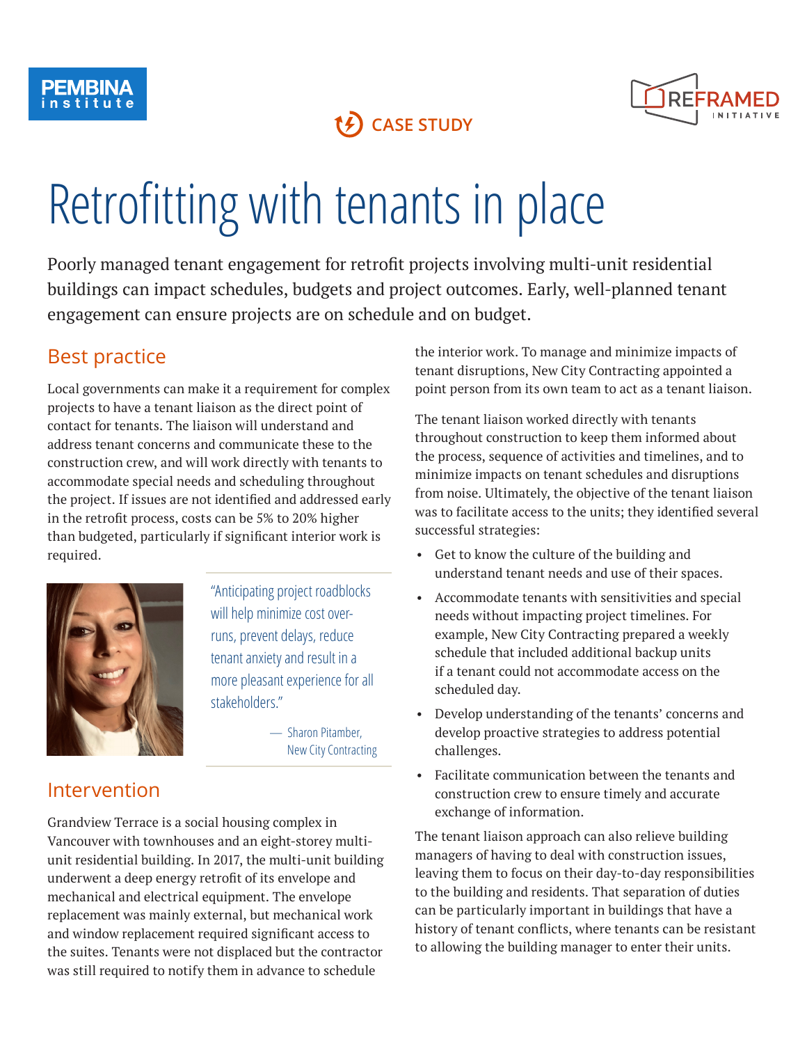CASE STUDY

# Retrofitting with tenants in place

Poorly managed tenant engagement for retrofit projects involving multi-unit residential buildings can impact schedules, budgets and project outcomes. Early, well-planned tenant engagement can ensure projects are on schedule and on budget.

## Best practice

Local governments can make it a requirement for complex projects to have a tenant liaison as the direct point of contact for tenants. The liaison will understand and address tenant concerns and communicate these to the construction crew, and will work directly with tenants to accommodate special needs and scheduling throughout the project. If issues are not identified and addressed early in the retrofit process, costs can be 5% to 20% higher than budgeted, particularly if significant interior work is required.

> "Anticipating project roadblocks will help minimize cost over-runs, prevent delays, reduce tenant anxiety and result in a more pleasant experience for all stakeholders."
>
> — Sharon Pitamber, New City Contracting

## Intervention

Grandview Terrace is a social housing complex in Vancouver with townhouses and an eight-storey multi-unit residential building. In 2017, the multi-unit building underwent a deep energy retrofit of its envelope and mechanical and electrical equipment. The envelope replacement was mainly external, but mechanical work and window replacement required significant access to the suites. Tenants were not displaced but the contractor was still required to notify them in advance to schedule the interior work. To manage and minimize impacts of tenant disruptions, New City Contracting appointed a point person from its own team to act as a tenant liaison.

The tenant liaison worked directly with tenants throughout construction to keep them informed about the process, sequence of activities and timelines, and to minimize impacts on tenant schedules and disruptions from noise. Ultimately, the objective of the tenant liaison was to facilitate access to the units; they identified several successful strategies:

- Get to know the culture of the building and understand tenant needs and use of their spaces.
- Accommodate tenants with sensitivities and special needs without impacting project timelines. For example, New City Contracting prepared a weekly schedule that included additional backup units if a tenant could not accommodate access on the scheduled day.
- Develop understanding of the tenants' concerns and develop proactive strategies to address potential challenges.
- Facilitate communication between the tenants and construction crew to ensure timely and accurate exchange of information.

The tenant liaison approach can also relieve building managers of having to deal with construction issues, leaving them to focus on their day-to-day responsibilities to the building and residents. That separation of duties can be particularly important in buildings that have a history of tenant conflicts, where tenants can be resistant to allowing the building manager to enter their units.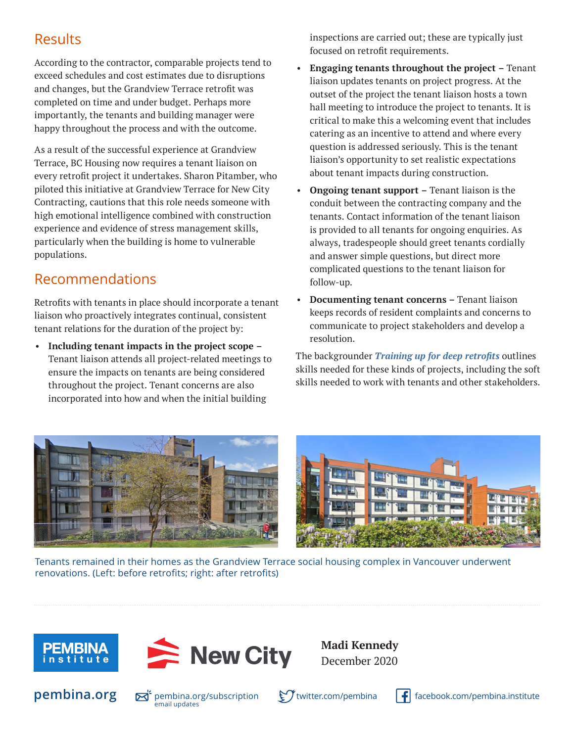## Results

According to the contractor, comparable projects tend to exceed schedules and cost estimates due to disruptions and changes, but the Grandview Terrace retrofit was completed on time and under budget. Perhaps more importantly, the tenants and building manager were happy throughout the process and with the outcome.

As a result of the successful experience at Grandview Terrace, BC Housing now requires a tenant liaison on every retrofit project it undertakes. Sharon Pitamber, who piloted this initiative at Grandview Terrace for New City Contracting, cautions that this role needs someone with high emotional intelligence combined with construction experience and evidence of stress management skills, particularly when the building is home to vulnerable populations.

## Recommendations

Retrofits with tenants in place should incorporate a tenant liaison who proactively integrates continual, consistent tenant relations for the duration of the project by:

- **Including tenant impacts in the project scope –** Tenant liaison attends all project-related meetings to ensure the impacts on tenants are being considered throughout the project. Tenant concerns are also incorporated into how and when the initial building inspections are carried out; these are typically just focused on retrofit requirements.
- **Engaging tenants throughout the project –** Tenant liaison updates tenants on project progress. At the outset of the project the tenant liaison hosts a town hall meeting to introduce the project to tenants. It is critical to make this a welcoming event that includes catering as an incentive to attend and where every question is addressed seriously. This is the tenant liaison's opportunity to set realistic expectations about tenant impacts during construction.
- **Ongoing tenant support –** Tenant liaison is the conduit between the contracting company and the tenants. Contact information of the tenant liaison is provided to all tenants for ongoing enquiries. As always, tradespeople should greet tenants cordially and answer simple questions, but direct more complicated questions to the tenant liaison for follow-up.
- **Documenting tenant concerns –** Tenant liaison keeps records of resident complaints and concerns to communicate to project stakeholders and develop a resolution.

The backgrounder ***Training up for deep retrofits*** outlines skills needed for these kinds of projects, including the soft skills needed to work with tenants and other stakeholders.

Tenants remained in their homes as the Grandview Terrace social housing complex in Vancouver underwent renovations. (Left: before retrofits; right: after retrofits)

PEMBINA institute

New City

**Madi Kennedy**
December 2020

pembina.org | pembina.org/subscription email updates | twitter.com/pembina | facebook.com/pembina.institute